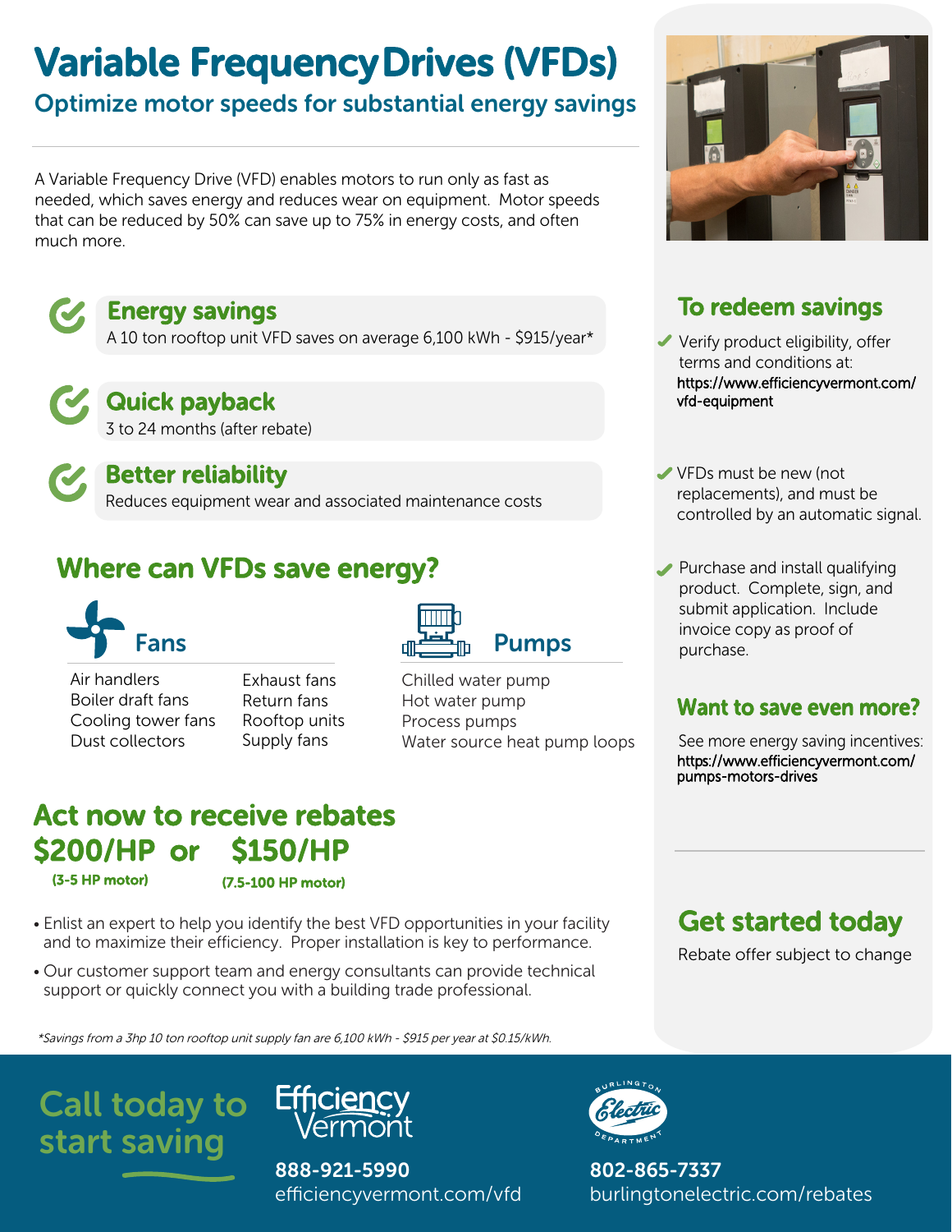# Variable Frequency Drives (VFDs)

## Optimize motor speeds for substantial energy savings

A Variable Frequency Drive (VFD) enables motors to run only as fast as needed, which saves energy and reduces wear on equipment. Motor speeds that can be reduced by 50% can save up to 75% in energy costs, and often much more.

### Energy savings

A 10 ton rooftop unit VFD saves on average 6,100 kWh - $915/year*

### Quick payback

3 to 24 months (after rebate)

### Better reliability

Reduces equipment wear and associated maintenance costs

## Where can VFDs save energy?

### Fans

- Air handlers
- Boiler draft fans
- Cooling tower fans
- Dust collectors
- Exhaust fans
- Return fans
- Rooftop units
- Supply fans

### Pumps

- Chilled water pump
- Hot water pump
- Process pumps
- Water source heat pump loops

## Act now to receive rebates

**$200/HP** (3-5 HP motor) or **$150/HP** (7.5-100 HP motor)

- Enlist an expert to help you identify the best VFD opportunities in your facility and to maximize their efficiency. Proper installation is key to performance.
- Our customer support team and energy consultants can provide technical support or quickly connect you with a building trade professional.

*Savings from a 3hp 10 ton rooftop unit supply fan are 6,100 kWh - $915 per year at $0.15/kWh.*

## To redeem savings

- Verify product eligibility, offer terms and conditions at: https://www.efficiencyvermont.com/vfd-equipment
- VFDs must be new (not replacements), and must be controlled by an automatic signal.
- Purchase and install qualifying product. Complete, sign, and submit application. Include invoice copy as proof of purchase.

## Want to save even more?

See more energy saving incentives: https://www.efficiencyvermont.com/pumps-motors-drives

## Get started today

Rebate offer subject to change

## Call today to start saving

**Efficiency Vermont**
888-921-5990
efficiencyvermont.com/vfd

**Burlington Electric Department**
802-865-7337
burlingtonelectric.com/rebates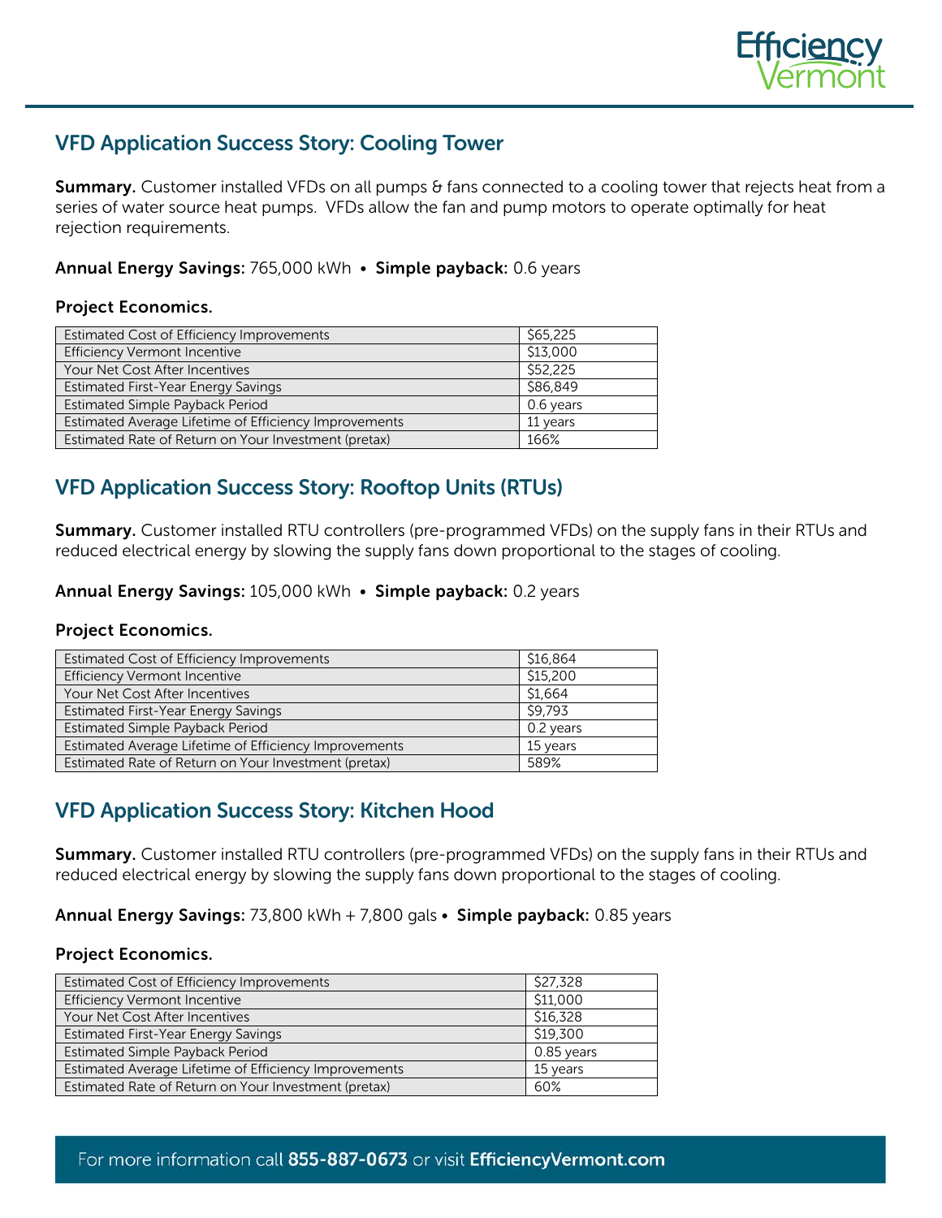## VFD Application Success Story: Cooling Tower

**Summary.** Customer installed VFDs on all pumps & fans connected to a cooling tower that rejects heat from a series of water source heat pumps. VFDs allow the fan and pump motors to operate optimally for heat rejection requirements.

**Annual Energy Savings:** 765,000 kWh • **Simple payback:** 0.6 years

**Project Economics.**

| | |
|---|---|
| Estimated Cost of Efficiency Improvements | $65,225 |
| Efficiency Vermont Incentive | $13,000 |
| Your Net Cost After Incentives | $52,225 |
| Estimated First-Year Energy Savings | $86,849 |
| Estimated Simple Payback Period | 0.6 years |
| Estimated Average Lifetime of Efficiency Improvements | 11 years |
| Estimated Rate of Return on Your Investment (pretax) | 166% |

## VFD Application Success Story: Rooftop Units (RTUs)

**Summary.** Customer installed RTU controllers (pre-programmed VFDs) on the supply fans in their RTUs and reduced electrical energy by slowing the supply fans down proportional to the stages of cooling.

**Annual Energy Savings:** 105,000 kWh • **Simple payback:** 0.2 years

**Project Economics.**

| | |
|---|---|
| Estimated Cost of Efficiency Improvements | $16,864 |
| Efficiency Vermont Incentive | $15,200 |
| Your Net Cost After Incentives | $1,664 |
| Estimated First-Year Energy Savings | $9,793 |
| Estimated Simple Payback Period | 0.2 years |
| Estimated Average Lifetime of Efficiency Improvements | 15 years |
| Estimated Rate of Return on Your Investment (pretax) | 589% |

## VFD Application Success Story: Kitchen Hood

**Summary.** Customer installed RTU controllers (pre-programmed VFDs) on the supply fans in their RTUs and reduced electrical energy by slowing the supply fans down proportional to the stages of cooling.

**Annual Energy Savings:** 73,800 kWh + 7,800 gals • **Simple payback:** 0.85 years

**Project Economics.**

| | |
|---|---|
| Estimated Cost of Efficiency Improvements | $27,328 |
| Efficiency Vermont Incentive | $11,000 |
| Your Net Cost After Incentives | $16,328 |
| Estimated First-Year Energy Savings | $19,300 |
| Estimated Simple Payback Period | 0.85 years |
| Estimated Average Lifetime of Efficiency Improvements | 15 years |
| Estimated Rate of Return on Your Investment (pretax) | 60% |

For more information call **855-887-0673** or visit **EfficiencyVermont.com**